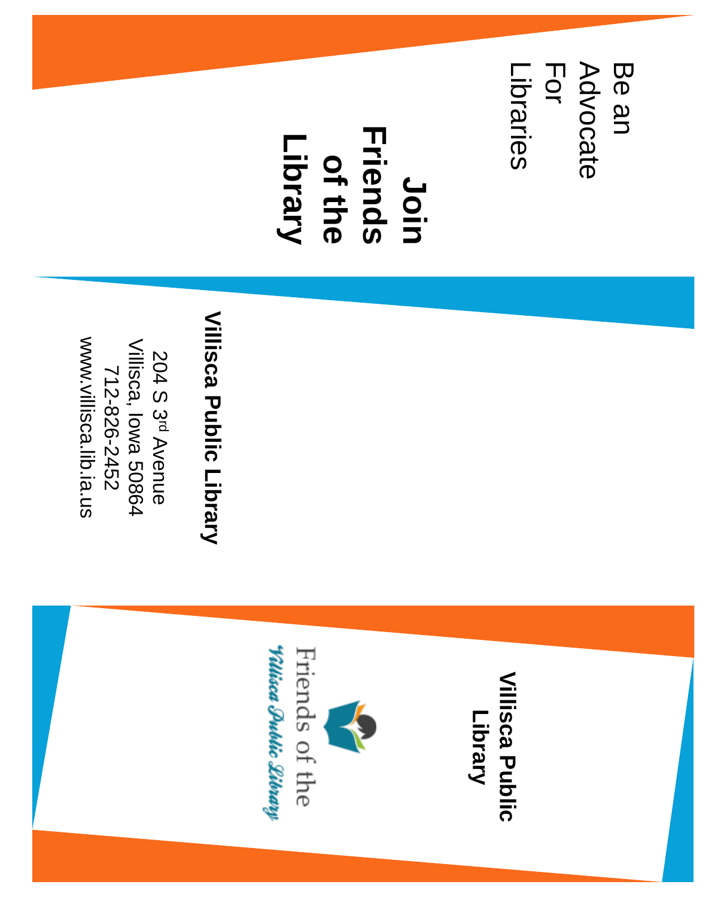Be an
Advocate
For
Libraries

# Join Friends of the Library

**Villisca Public Library**

204 S 3rd Avenue
Villisca, Iowa 50864
712-826-2452
www.villisca.lib.ia.us

**Villisca Public Library**

Friends of the
*Villisca Public Library*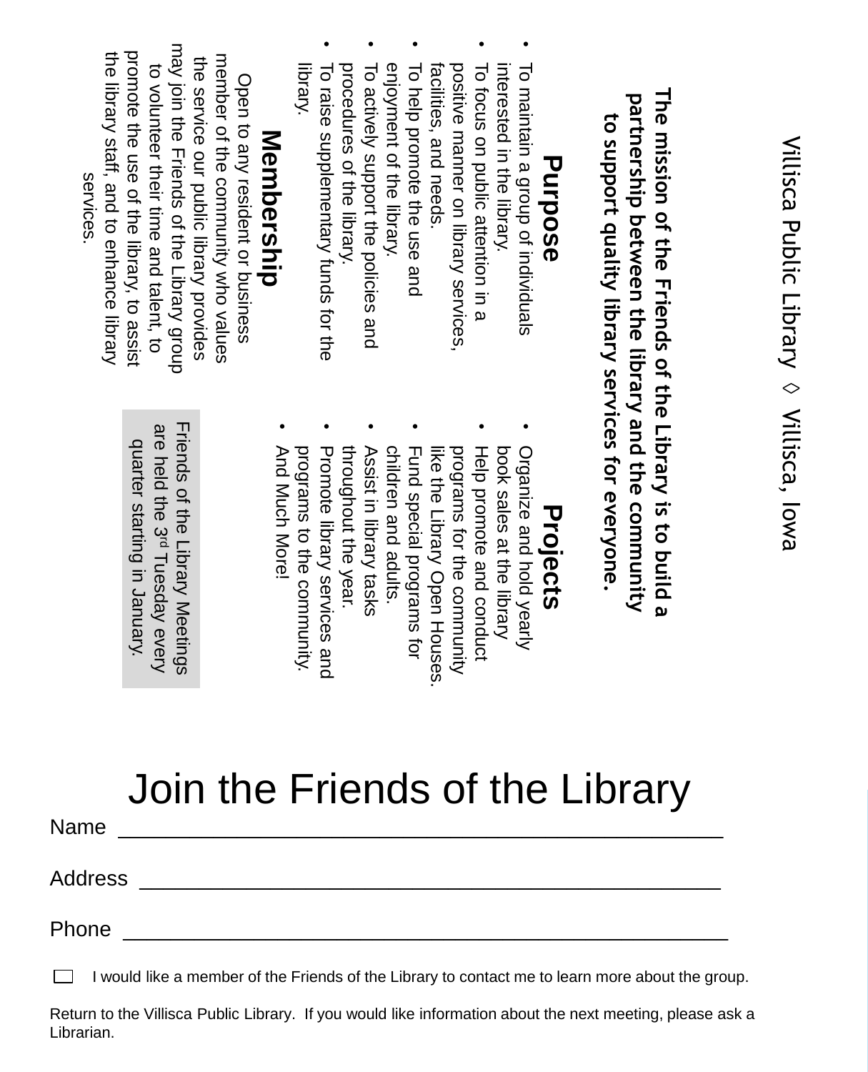Villisca Public Library ◊ Villisca, Iowa

**The mission of the Friends of the Library is to build a partnership between the library and the community to support quality library services for everyone.**

## Purpose

- To maintain a group of individuals interested in the library.
- To focus on public attention in a positive manner on library services, facilities, and needs.
- To help promote the use and enjoyment of the library.
- To actively support the policies and procedures of the library.
- To raise supplementary funds for the library.

## Membership

Open to any resident or business member of the community who values the service our public library provides may join the Friends of the Library group to volunteer their time and talent, to promote the use of the library, to assist the library staff, and to enhance library services.

## Projects

- Organize and hold yearly book sales at the library
- Help promote and conduct programs for the community like the Library Open Houses.
- Fund special programs for children and adults.
- Assist in library tasks throughout the year.
- Promote library services and programs to the community.
- And Much More!

Friends of the Library Meetings are held the 3rd Tuesday every quarter starting in January.

# Join the Friends of the Library

Name ______________________________________________

Address ____________________________________________

Phone ______________________________________________

☐ I would like a member of the Friends of the Library to contact me to learn more about the group.

Return to the Villisca Public Library. If you would like information about the next meeting, please ask a Librarian.